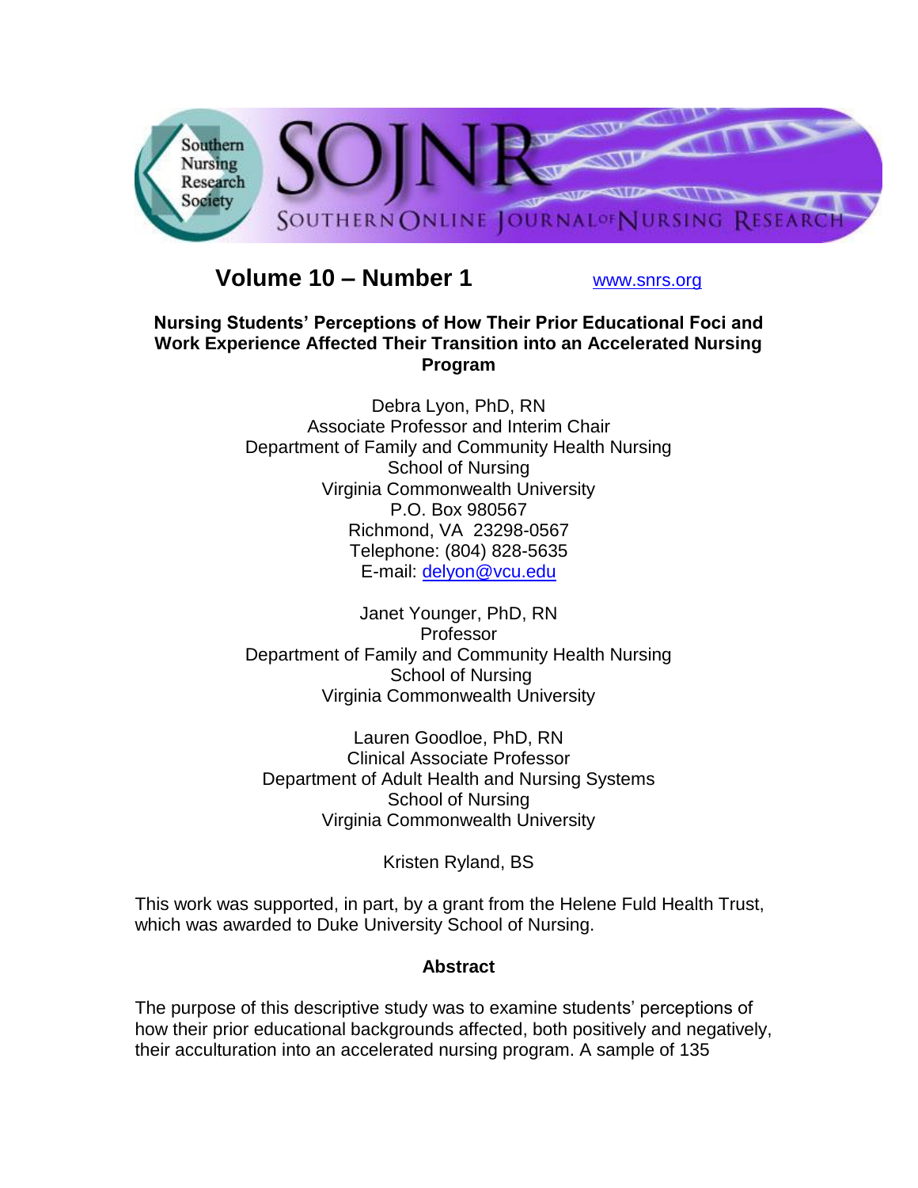Volume 10 – Number 1 www.snrs.org

# Nursing Students' Perceptions of How Their Prior Educational Foci and Work Experience Affected Their Transition into an Accelerated Nursing Program

Debra Lyon, PhD, RN
Associate Professor and Interim Chair
Department of Family and Community Health Nursing
School of Nursing
Virginia Commonwealth University
P.O. Box 980567
Richmond, VA 23298-0567
Telephone: (804) 828-5635
E-mail: delyon@vcu.edu

Janet Younger, PhD, RN
Professor
Department of Family and Community Health Nursing
School of Nursing
Virginia Commonwealth University

Lauren Goodloe, PhD, RN
Clinical Associate Professor
Department of Adult Health and Nursing Systems
School of Nursing
Virginia Commonwealth University

Kristen Ryland, BS

This work was supported, in part, by a grant from the Helene Fuld Health Trust, which was awarded to Duke University School of Nursing.

## Abstract

The purpose of this descriptive study was to examine students' perceptions of how their prior educational backgrounds affected, both positively and negatively, their acculturation into an accelerated nursing program. A sample of 135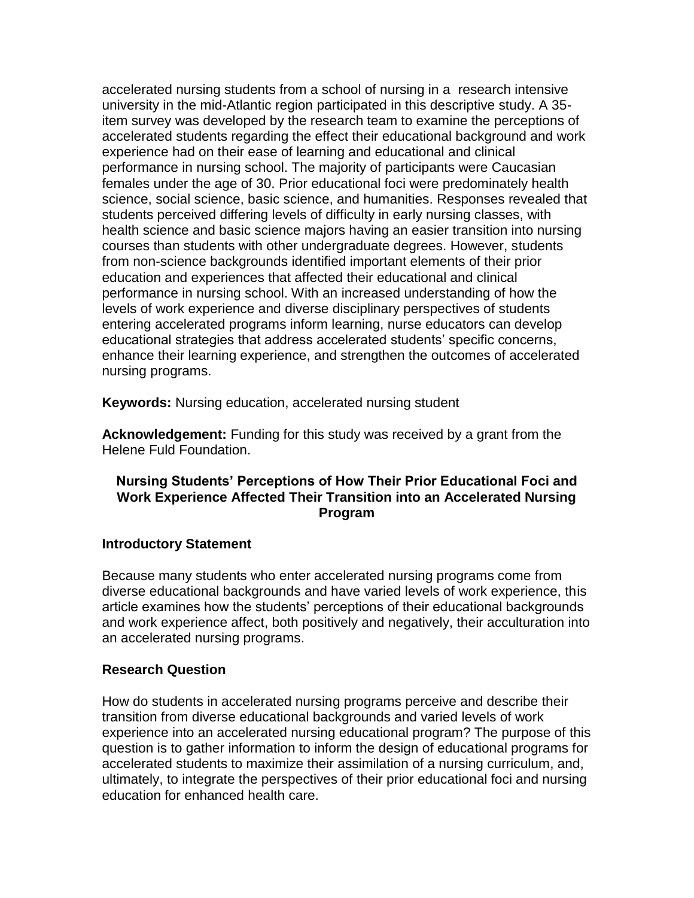accelerated nursing students from a school of nursing in a research intensive university in the mid-Atlantic region participated in this descriptive study. A 35-item survey was developed by the research team to examine the perceptions of accelerated students regarding the effect their educational background and work experience had on their ease of learning and educational and clinical performance in nursing school. The majority of participants were Caucasian females under the age of 30. Prior educational foci were predominately health science, social science, basic science, and humanities. Responses revealed that students perceived differing levels of difficulty in early nursing classes, with health science and basic science majors having an easier transition into nursing courses than students with other undergraduate degrees. However, students from non-science backgrounds identified important elements of their prior education and experiences that affected their educational and clinical performance in nursing school. With an increased understanding of how the levels of work experience and diverse disciplinary perspectives of students entering accelerated programs inform learning, nurse educators can develop educational strategies that address accelerated students' specific concerns, enhance their learning experience, and strengthen the outcomes of accelerated nursing programs.

**Keywords:** Nursing education, accelerated nursing student

**Acknowledgement:** Funding for this study was received by a grant from the Helene Fuld Foundation.

## Nursing Students' Perceptions of How Their Prior Educational Foci and Work Experience Affected Their Transition into an Accelerated Nursing Program

### Introductory Statement

Because many students who enter accelerated nursing programs come from diverse educational backgrounds and have varied levels of work experience, this article examines how the students' perceptions of their educational backgrounds and work experience affect, both positively and negatively, their acculturation into an accelerated nursing programs.

### Research Question

How do students in accelerated nursing programs perceive and describe their transition from diverse educational backgrounds and varied levels of work experience into an accelerated nursing educational program? The purpose of this question is to gather information to inform the design of educational programs for accelerated students to maximize their assimilation of a nursing curriculum, and, ultimately, to integrate the perspectives of their prior educational foci and nursing education for enhanced health care.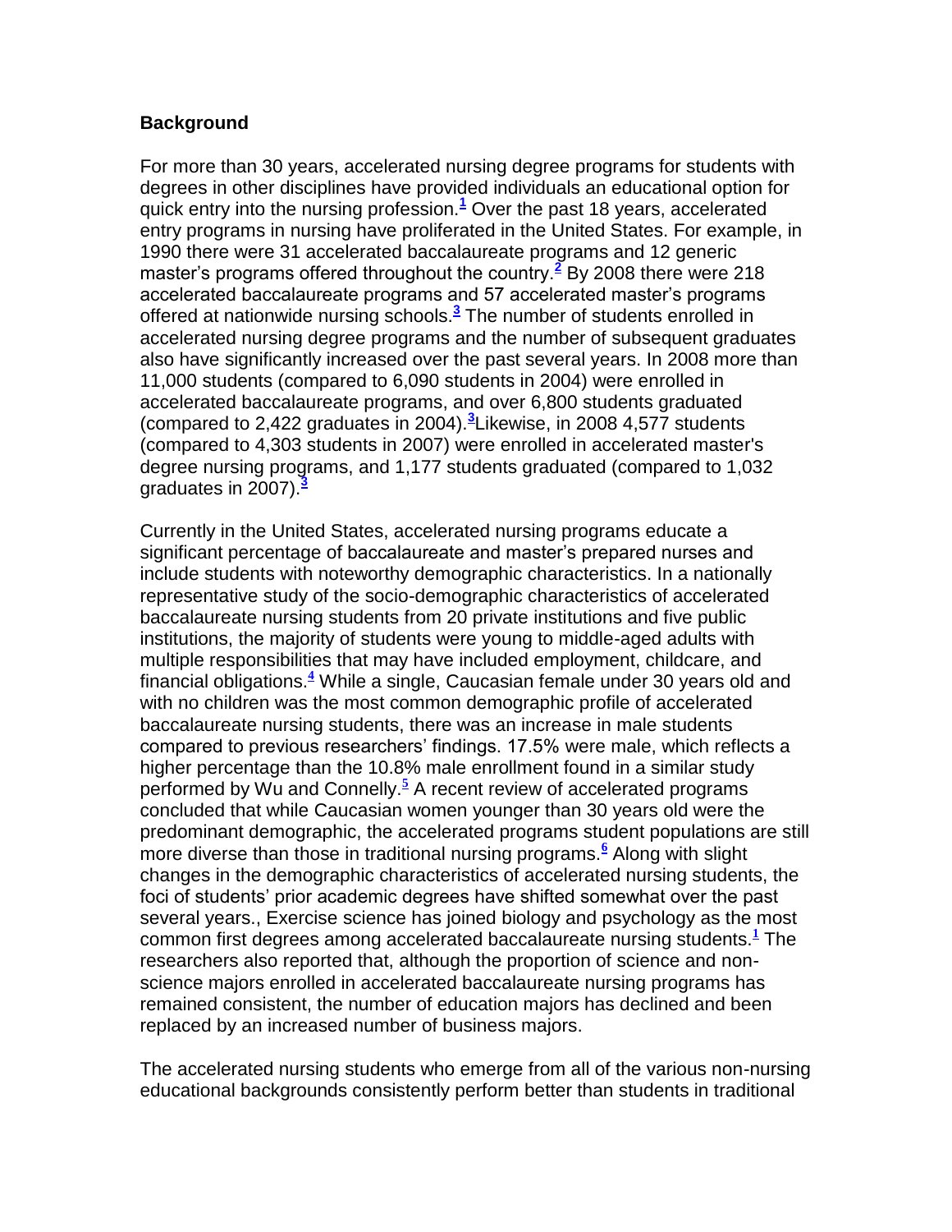## Background

For more than 30 years, accelerated nursing degree programs for students with degrees in other disciplines have provided individuals an educational option for quick entry into the nursing profession.[1] Over the past 18 years, accelerated entry programs in nursing have proliferated in the United States. For example, in 1990 there were 31 accelerated baccalaureate programs and 12 generic master's programs offered throughout the country.[2] By 2008 there were 218 accelerated baccalaureate programs and 57 accelerated master's programs offered at nationwide nursing schools.[3] The number of students enrolled in accelerated nursing degree programs and the number of subsequent graduates also have significantly increased over the past several years. In 2008 more than 11,000 students (compared to 6,090 students in 2004) were enrolled in accelerated baccalaureate programs, and over 6,800 students graduated (compared to 2,422 graduates in 2004).[3]Likewise, in 2008 4,577 students (compared to 4,303 students in 2007) were enrolled in accelerated master's degree nursing programs, and 1,177 students graduated (compared to 1,032 graduates in 2007).[3]

Currently in the United States, accelerated nursing programs educate a significant percentage of baccalaureate and master's prepared nurses and include students with noteworthy demographic characteristics. In a nationally representative study of the socio-demographic characteristics of accelerated baccalaureate nursing students from 20 private institutions and five public institutions, the majority of students were young to middle-aged adults with multiple responsibilities that may have included employment, childcare, and financial obligations.[4] While a single, Caucasian female under 30 years old and with no children was the most common demographic profile of accelerated baccalaureate nursing students, there was an increase in male students compared to previous researchers' findings. 17.5% were male, which reflects a higher percentage than the 10.8% male enrollment found in a similar study performed by Wu and Connelly.[5] A recent review of accelerated programs concluded that while Caucasian women younger than 30 years old were the predominant demographic, the accelerated programs student populations are still more diverse than those in traditional nursing programs.[6] Along with slight changes in the demographic characteristics of accelerated nursing students, the foci of students' prior academic degrees have shifted somewhat over the past several years., Exercise science has joined biology and psychology as the most common first degrees among accelerated baccalaureate nursing students.[1] The researchers also reported that, although the proportion of science and non-science majors enrolled in accelerated baccalaureate nursing programs has remained consistent, the number of education majors has declined and been replaced by an increased number of business majors.

The accelerated nursing students who emerge from all of the various non-nursing educational backgrounds consistently perform better than students in traditional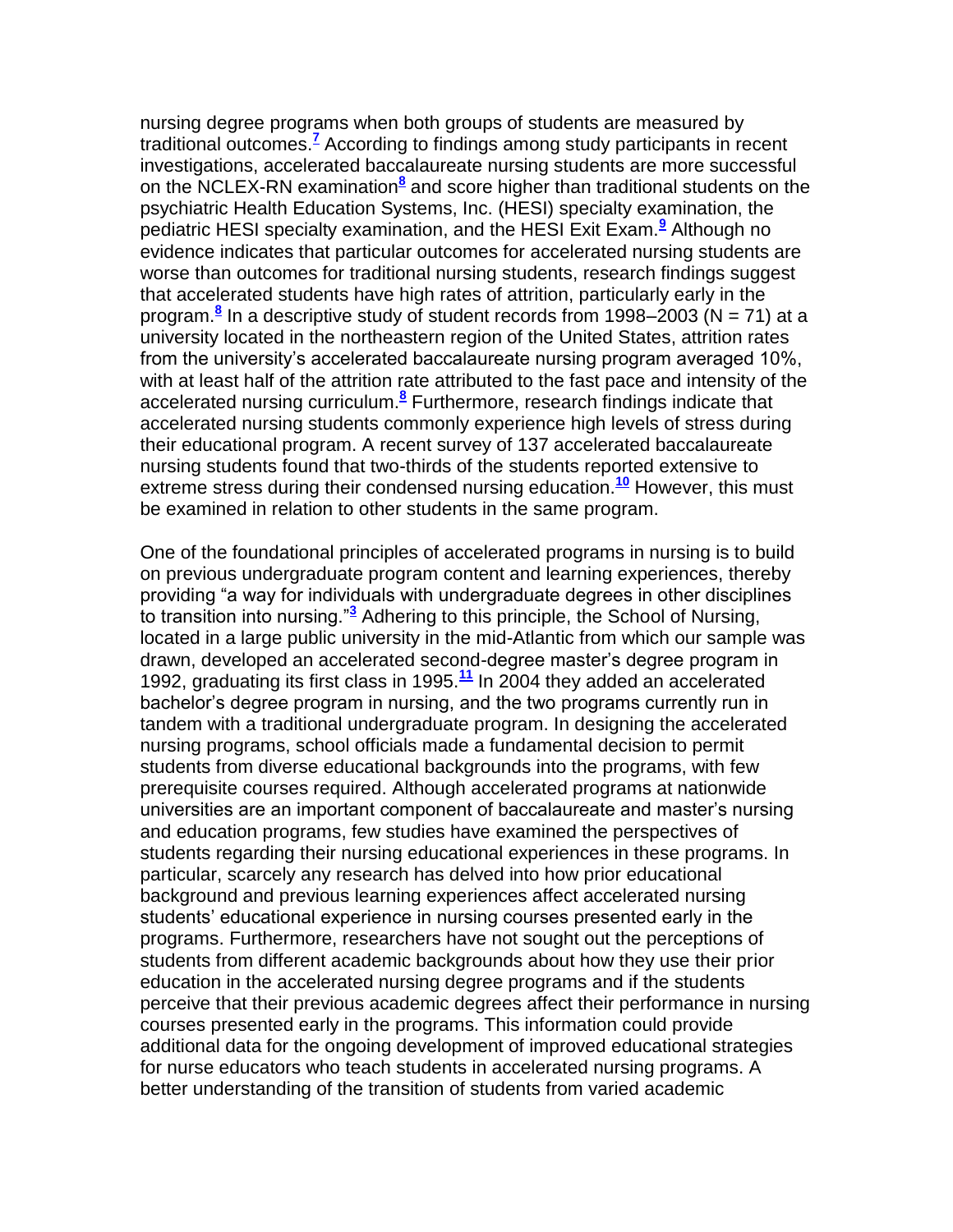nursing degree programs when both groups of students are measured by traditional outcomes.[7] According to findings among study participants in recent investigations, accelerated baccalaureate nursing students are more successful on the NCLEX-RN examination[8] and score higher than traditional students on the psychiatric Health Education Systems, Inc. (HESI) specialty examination, the pediatric HESI specialty examination, and the HESI Exit Exam.[9] Although no evidence indicates that particular outcomes for accelerated nursing students are worse than outcomes for traditional nursing students, research findings suggest that accelerated students have high rates of attrition, particularly early in the program.[8] In a descriptive study of student records from 1998–2003 (N = 71) at a university located in the northeastern region of the United States, attrition rates from the university's accelerated baccalaureate nursing program averaged 10%, with at least half of the attrition rate attributed to the fast pace and intensity of the accelerated nursing curriculum.[8] Furthermore, research findings indicate that accelerated nursing students commonly experience high levels of stress during their educational program. A recent survey of 137 accelerated baccalaureate nursing students found that two-thirds of the students reported extensive to extreme stress during their condensed nursing education.[10] However, this must be examined in relation to other students in the same program.

One of the foundational principles of accelerated programs in nursing is to build on previous undergraduate program content and learning experiences, thereby providing "a way for individuals with undergraduate degrees in other disciplines to transition into nursing."[3] Adhering to this principle, the School of Nursing, located in a large public university in the mid-Atlantic from which our sample was drawn, developed an accelerated second-degree master's degree program in 1992, graduating its first class in 1995.[11] In 2004 they added an accelerated bachelor's degree program in nursing, and the two programs currently run in tandem with a traditional undergraduate program. In designing the accelerated nursing programs, school officials made a fundamental decision to permit students from diverse educational backgrounds into the programs, with few prerequisite courses required. Although accelerated programs at nationwide universities are an important component of baccalaureate and master's nursing and education programs, few studies have examined the perspectives of students regarding their nursing educational experiences in these programs. In particular, scarcely any research has delved into how prior educational background and previous learning experiences affect accelerated nursing students' educational experience in nursing courses presented early in the programs. Furthermore, researchers have not sought out the perceptions of students from different academic backgrounds about how they use their prior education in the accelerated nursing degree programs and if the students perceive that their previous academic degrees affect their performance in nursing courses presented early in the programs. This information could provide additional data for the ongoing development of improved educational strategies for nurse educators who teach students in accelerated nursing programs. A better understanding of the transition of students from varied academic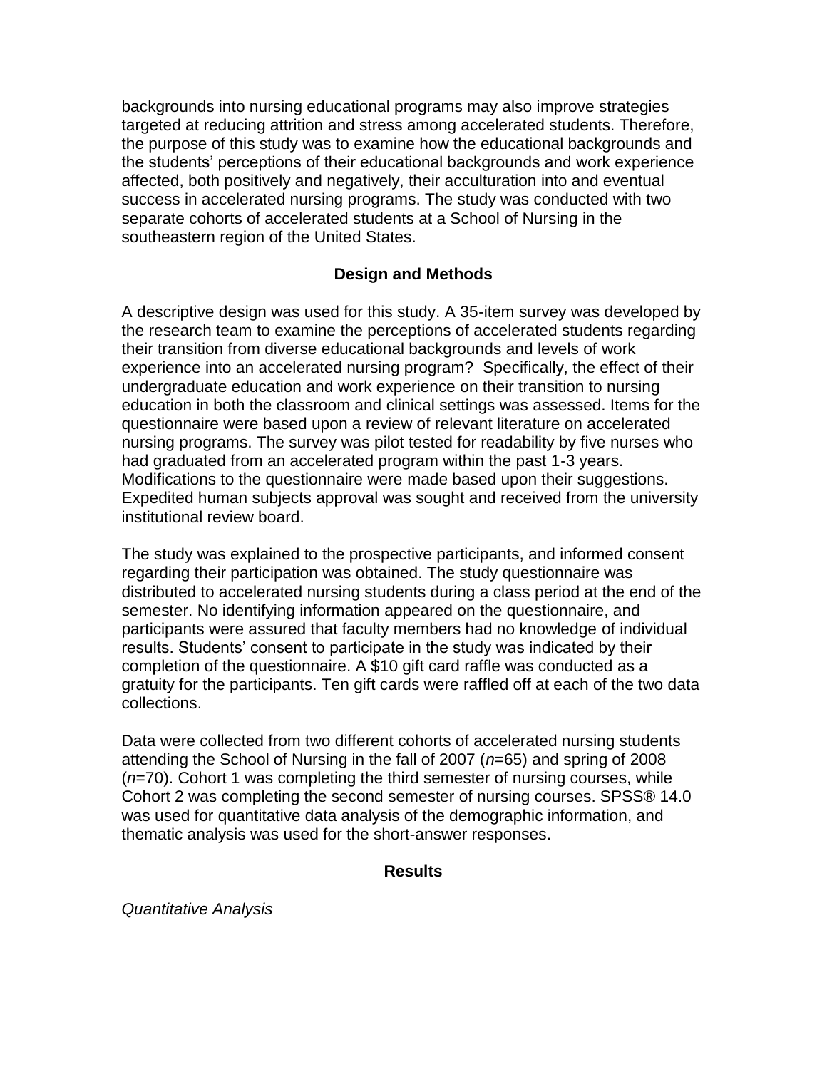backgrounds into nursing educational programs may also improve strategies targeted at reducing attrition and stress among accelerated students. Therefore, the purpose of this study was to examine how the educational backgrounds and the students' perceptions of their educational backgrounds and work experience affected, both positively and negatively, their acculturation into and eventual success in accelerated nursing programs. The study was conducted with two separate cohorts of accelerated students at a School of Nursing in the southeastern region of the United States.

## Design and Methods

A descriptive design was used for this study. A 35-item survey was developed by the research team to examine the perceptions of accelerated students regarding their transition from diverse educational backgrounds and levels of work experience into an accelerated nursing program? Specifically, the effect of their undergraduate education and work experience on their transition to nursing education in both the classroom and clinical settings was assessed. Items for the questionnaire were based upon a review of relevant literature on accelerated nursing programs. The survey was pilot tested for readability by five nurses who had graduated from an accelerated program within the past 1-3 years. Modifications to the questionnaire were made based upon their suggestions. Expedited human subjects approval was sought and received from the university institutional review board.

The study was explained to the prospective participants, and informed consent regarding their participation was obtained. The study questionnaire was distributed to accelerated nursing students during a class period at the end of the semester. No identifying information appeared on the questionnaire, and participants were assured that faculty members had no knowledge of individual results. Students' consent to participate in the study was indicated by their completion of the questionnaire. A $10 gift card raffle was conducted as a gratuity for the participants. Ten gift cards were raffled off at each of the two data collections.

Data were collected from two different cohorts of accelerated nursing students attending the School of Nursing in the fall of 2007 ($n$=65) and spring of 2008 ($n$=70). Cohort 1 was completing the third semester of nursing courses, while Cohort 2 was completing the second semester of nursing courses. SPSS® 14.0 was used for quantitative data analysis of the demographic information, and thematic analysis was used for the short-answer responses.

## Results

*Quantitative Analysis*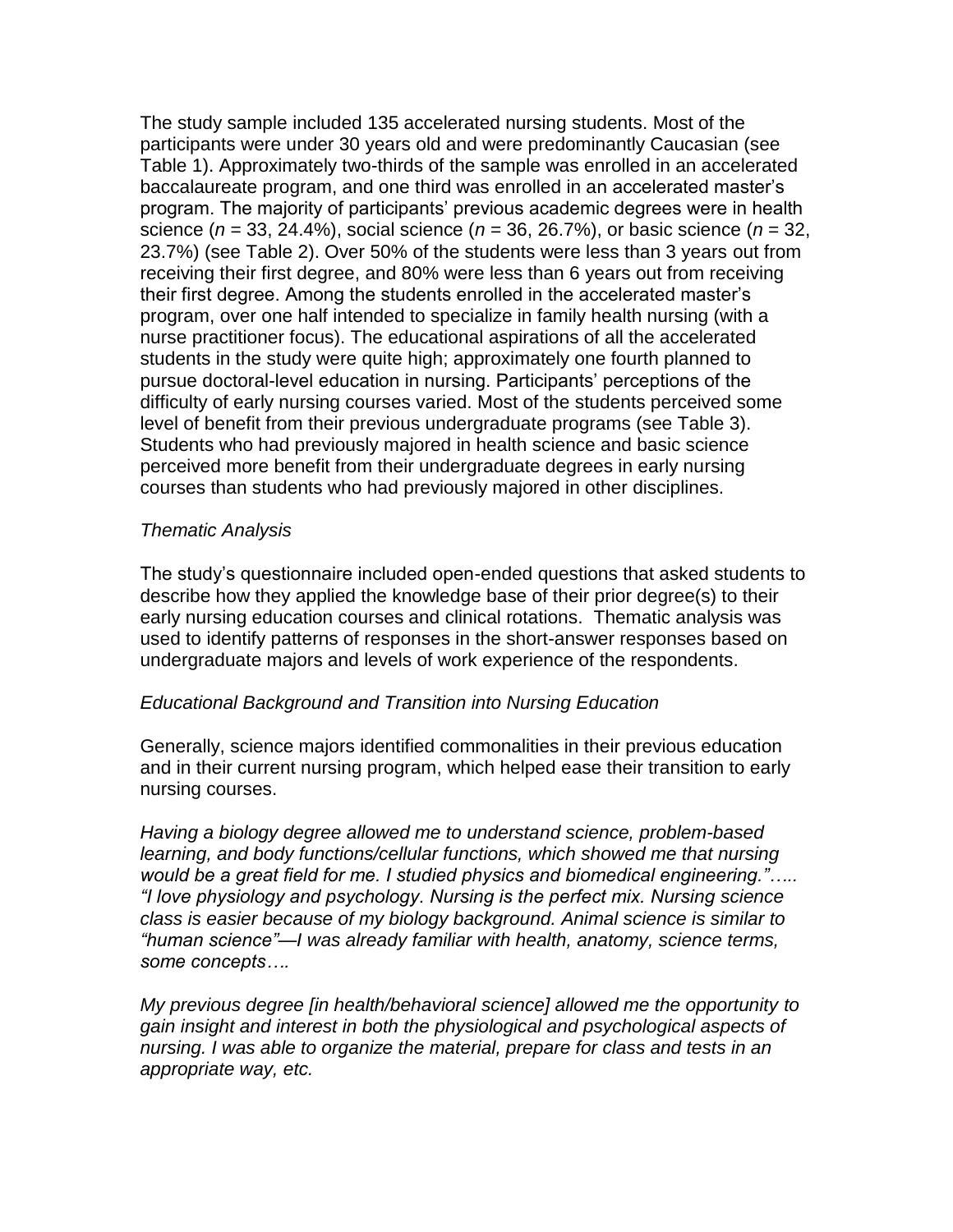The study sample included 135 accelerated nursing students. Most of the participants were under 30 years old and were predominantly Caucasian (see Table 1). Approximately two-thirds of the sample was enrolled in an accelerated baccalaureate program, and one third was enrolled in an accelerated master's program. The majority of participants' previous academic degrees were in health science (*n* = 33, 24.4%), social science (*n* = 36, 26.7%), or basic science (*n* = 32, 23.7%) (see Table 2). Over 50% of the students were less than 3 years out from receiving their first degree, and 80% were less than 6 years out from receiving their first degree. Among the students enrolled in the accelerated master's program, over one half intended to specialize in family health nursing (with a nurse practitioner focus). The educational aspirations of all the accelerated students in the study were quite high; approximately one fourth planned to pursue doctoral-level education in nursing. Participants' perceptions of the difficulty of early nursing courses varied. Most of the students perceived some level of benefit from their previous undergraduate programs (see Table 3). Students who had previously majored in health science and basic science perceived more benefit from their undergraduate degrees in early nursing courses than students who had previously majored in other disciplines.

*Thematic Analysis*

The study's questionnaire included open-ended questions that asked students to describe how they applied the knowledge base of their prior degree(s) to their early nursing education courses and clinical rotations. Thematic analysis was used to identify patterns of responses in the short-answer responses based on undergraduate majors and levels of work experience of the respondents.

*Educational Background and Transition into Nursing Education*

Generally, science majors identified commonalities in their previous education and in their current nursing program, which helped ease their transition to early nursing courses.

*Having a biology degree allowed me to understand science, problem-based learning, and body functions/cellular functions, which showed me that nursing would be a great field for me. I studied physics and biomedical engineering."….. "I love physiology and psychology. Nursing is the perfect mix. Nursing science class is easier because of my biology background. Animal science is similar to "human science"—I was already familiar with health, anatomy, science terms, some concepts….*

*My previous degree [in health/behavioral science] allowed me the opportunity to gain insight and interest in both the physiological and psychological aspects of nursing. I was able to organize the material, prepare for class and tests in an appropriate way, etc.*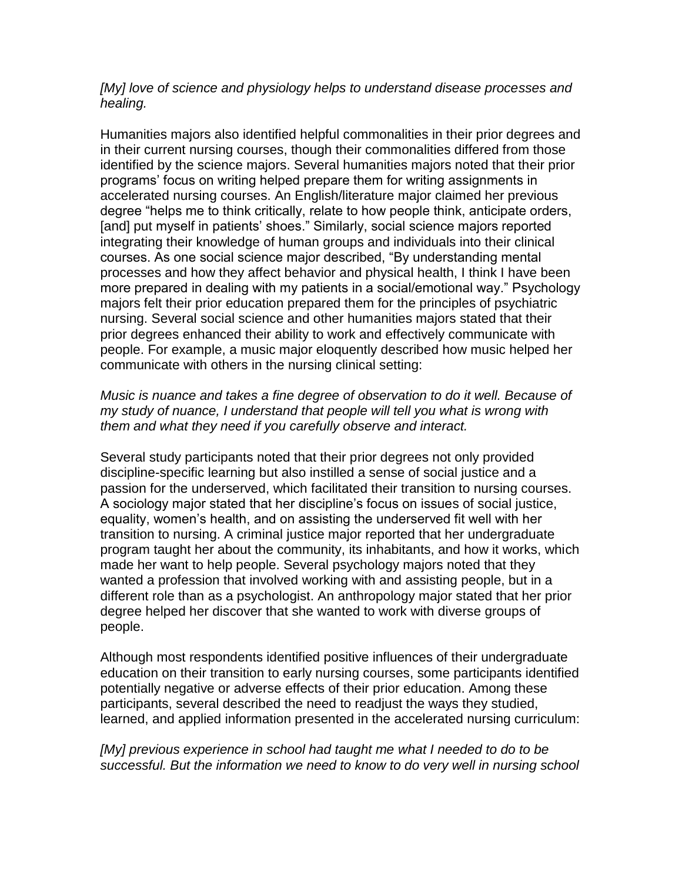*[My] love of science and physiology helps to understand disease processes and healing.*

Humanities majors also identified helpful commonalities in their prior degrees and in their current nursing courses, though their commonalities differed from those identified by the science majors. Several humanities majors noted that their prior programs' focus on writing helped prepare them for writing assignments in accelerated nursing courses. An English/literature major claimed her previous degree "helps me to think critically, relate to how people think, anticipate orders, [and] put myself in patients' shoes." Similarly, social science majors reported integrating their knowledge of human groups and individuals into their clinical courses. As one social science major described, "By understanding mental processes and how they affect behavior and physical health, I think I have been more prepared in dealing with my patients in a social/emotional way." Psychology majors felt their prior education prepared them for the principles of psychiatric nursing. Several social science and other humanities majors stated that their prior degrees enhanced their ability to work and effectively communicate with people. For example, a music major eloquently described how music helped her communicate with others in the nursing clinical setting:

*Music is nuance and takes a fine degree of observation to do it well. Because of my study of nuance, I understand that people will tell you what is wrong with them and what they need if you carefully observe and interact.*

Several study participants noted that their prior degrees not only provided discipline-specific learning but also instilled a sense of social justice and a passion for the underserved, which facilitated their transition to nursing courses. A sociology major stated that her discipline's focus on issues of social justice, equality, women's health, and on assisting the underserved fit well with her transition to nursing. A criminal justice major reported that her undergraduate program taught her about the community, its inhabitants, and how it works, which made her want to help people. Several psychology majors noted that they wanted a profession that involved working with and assisting people, but in a different role than as a psychologist. An anthropology major stated that her prior degree helped her discover that she wanted to work with diverse groups of people.

Although most respondents identified positive influences of their undergraduate education on their transition to early nursing courses, some participants identified potentially negative or adverse effects of their prior education. Among these participants, several described the need to readjust the ways they studied, learned, and applied information presented in the accelerated nursing curriculum:

*[My] previous experience in school had taught me what I needed to do to be successful. But the information we need to know to do very well in nursing school*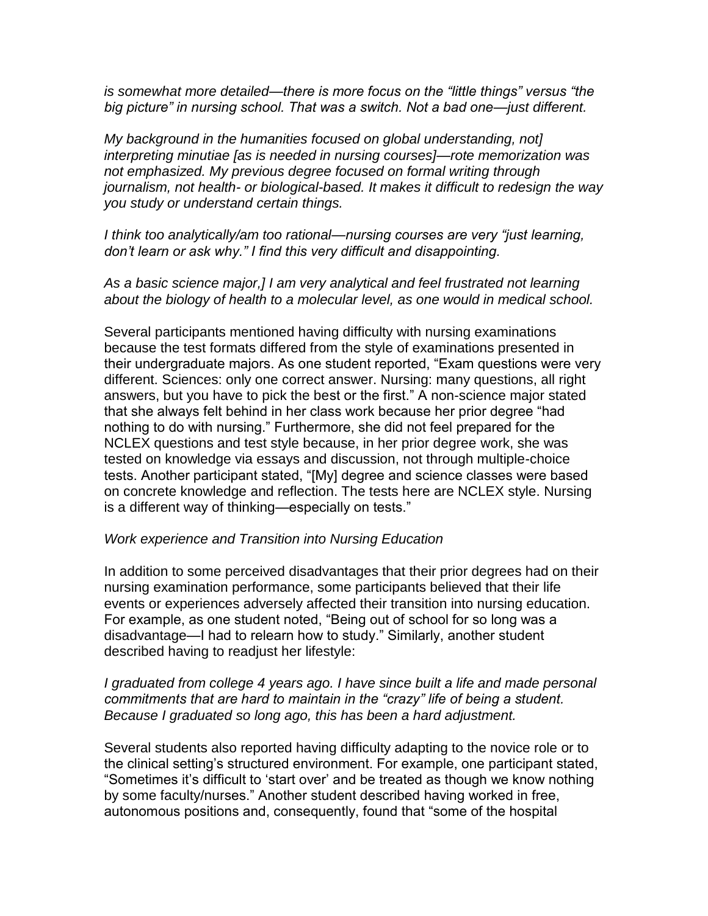*is somewhat more detailed—there is more focus on the "little things" versus "the big picture" in nursing school. That was a switch. Not a bad one—just different.*

*My background in the humanities focused on global understanding, not] interpreting minutiae [as is needed in nursing courses]—rote memorization was not emphasized. My previous degree focused on formal writing through journalism, not health- or biological-based. It makes it difficult to redesign the way you study or understand certain things.*

*I think too analytically/am too rational—nursing courses are very "just learning, don't learn or ask why." I find this very difficult and disappointing.*

*As a basic science major,] I am very analytical and feel frustrated not learning about the biology of health to a molecular level, as one would in medical school.*

Several participants mentioned having difficulty with nursing examinations because the test formats differed from the style of examinations presented in their undergraduate majors. As one student reported, "Exam questions were very different. Sciences: only one correct answer. Nursing: many questions, all right answers, but you have to pick the best or the first." A non-science major stated that she always felt behind in her class work because her prior degree "had nothing to do with nursing." Furthermore, she did not feel prepared for the NCLEX questions and test style because, in her prior degree work, she was tested on knowledge via essays and discussion, not through multiple-choice tests. Another participant stated, "[My] degree and science classes were based on concrete knowledge and reflection. The tests here are NCLEX style. Nursing is a different way of thinking—especially on tests."

*Work experience and Transition into Nursing Education*

In addition to some perceived disadvantages that their prior degrees had on their nursing examination performance, some participants believed that their life events or experiences adversely affected their transition into nursing education. For example, as one student noted, "Being out of school for so long was a disadvantage—I had to relearn how to study." Similarly, another student described having to readjust her lifestyle:

*I graduated from college 4 years ago. I have since built a life and made personal commitments that are hard to maintain in the "crazy" life of being a student. Because I graduated so long ago, this has been a hard adjustment.*

Several students also reported having difficulty adapting to the novice role or to the clinical setting's structured environment. For example, one participant stated, "Sometimes it's difficult to 'start over' and be treated as though we know nothing by some faculty/nurses." Another student described having worked in free, autonomous positions and, consequently, found that "some of the hospital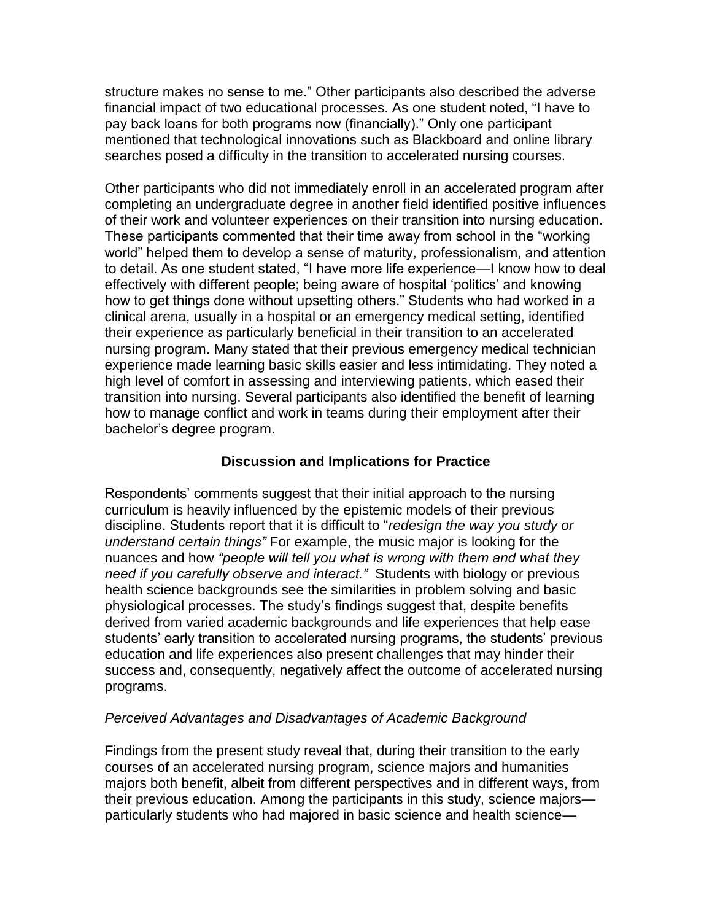structure makes no sense to me." Other participants also described the adverse financial impact of two educational processes. As one student noted, "I have to pay back loans for both programs now (financially)." Only one participant mentioned that technological innovations such as Blackboard and online library searches posed a difficulty in the transition to accelerated nursing courses.

Other participants who did not immediately enroll in an accelerated program after completing an undergraduate degree in another field identified positive influences of their work and volunteer experiences on their transition into nursing education. These participants commented that their time away from school in the "working world" helped them to develop a sense of maturity, professionalism, and attention to detail. As one student stated, "I have more life experience—I know how to deal effectively with different people; being aware of hospital 'politics' and knowing how to get things done without upsetting others." Students who had worked in a clinical arena, usually in a hospital or an emergency medical setting, identified their experience as particularly beneficial in their transition to an accelerated nursing program. Many stated that their previous emergency medical technician experience made learning basic skills easier and less intimidating. They noted a high level of comfort in assessing and interviewing patients, which eased their transition into nursing. Several participants also identified the benefit of learning how to manage conflict and work in teams during their employment after their bachelor's degree program.

## Discussion and Implications for Practice

Respondents' comments suggest that their initial approach to the nursing curriculum is heavily influenced by the epistemic models of their previous discipline. Students report that it is difficult to "*redesign the way you study or understand certain things"* For example, the music major is looking for the nuances and how *"people will tell you what is wrong with them and what they need if you carefully observe and interact."* Students with biology or previous health science backgrounds see the similarities in problem solving and basic physiological processes. The study's findings suggest that, despite benefits derived from varied academic backgrounds and life experiences that help ease students' early transition to accelerated nursing programs, the students' previous education and life experiences also present challenges that may hinder their success and, consequently, negatively affect the outcome of accelerated nursing programs.

### *Perceived Advantages and Disadvantages of Academic Background*

Findings from the present study reveal that, during their transition to the early courses of an accelerated nursing program, science majors and humanities majors both benefit, albeit from different perspectives and in different ways, from their previous education. Among the participants in this study, science majors—particularly students who had majored in basic science and health science—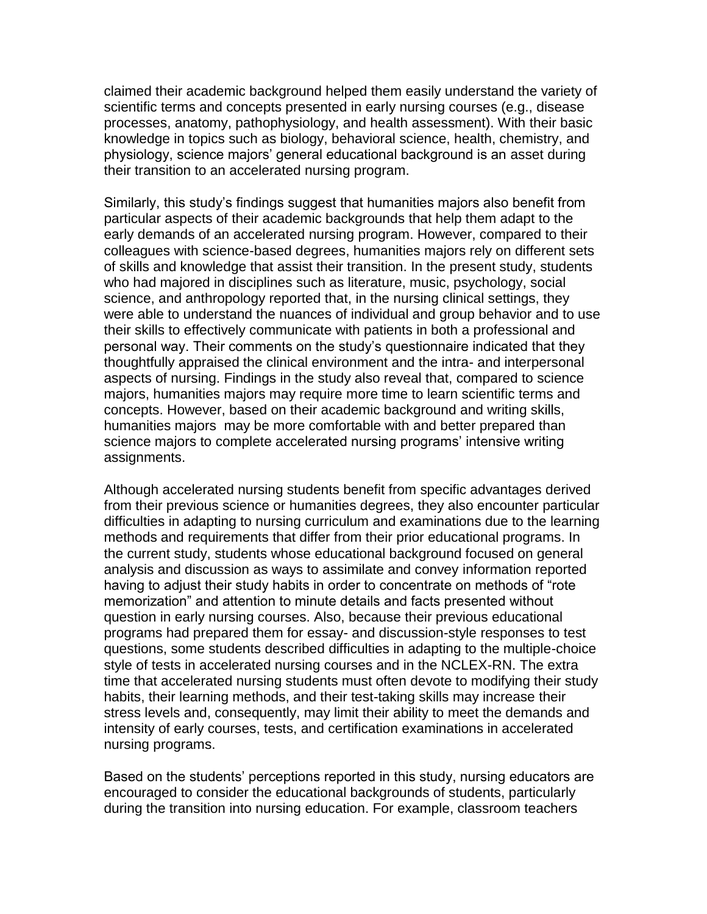claimed their academic background helped them easily understand the variety of scientific terms and concepts presented in early nursing courses (e.g., disease processes, anatomy, pathophysiology, and health assessment). With their basic knowledge in topics such as biology, behavioral science, health, chemistry, and physiology, science majors' general educational background is an asset during their transition to an accelerated nursing program.

Similarly, this study's findings suggest that humanities majors also benefit from particular aspects of their academic backgrounds that help them adapt to the early demands of an accelerated nursing program. However, compared to their colleagues with science-based degrees, humanities majors rely on different sets of skills and knowledge that assist their transition. In the present study, students who had majored in disciplines such as literature, music, psychology, social science, and anthropology reported that, in the nursing clinical settings, they were able to understand the nuances of individual and group behavior and to use their skills to effectively communicate with patients in both a professional and personal way. Their comments on the study's questionnaire indicated that they thoughtfully appraised the clinical environment and the intra- and interpersonal aspects of nursing. Findings in the study also reveal that, compared to science majors, humanities majors may require more time to learn scientific terms and concepts. However, based on their academic background and writing skills, humanities majors may be more comfortable with and better prepared than science majors to complete accelerated nursing programs' intensive writing assignments.

Although accelerated nursing students benefit from specific advantages derived from their previous science or humanities degrees, they also encounter particular difficulties in adapting to nursing curriculum and examinations due to the learning methods and requirements that differ from their prior educational programs. In the current study, students whose educational background focused on general analysis and discussion as ways to assimilate and convey information reported having to adjust their study habits in order to concentrate on methods of "rote memorization" and attention to minute details and facts presented without question in early nursing courses. Also, because their previous educational programs had prepared them for essay- and discussion-style responses to test questions, some students described difficulties in adapting to the multiple-choice style of tests in accelerated nursing courses and in the NCLEX-RN. The extra time that accelerated nursing students must often devote to modifying their study habits, their learning methods, and their test-taking skills may increase their stress levels and, consequently, may limit their ability to meet the demands and intensity of early courses, tests, and certification examinations in accelerated nursing programs.

Based on the students' perceptions reported in this study, nursing educators are encouraged to consider the educational backgrounds of students, particularly during the transition into nursing education. For example, classroom teachers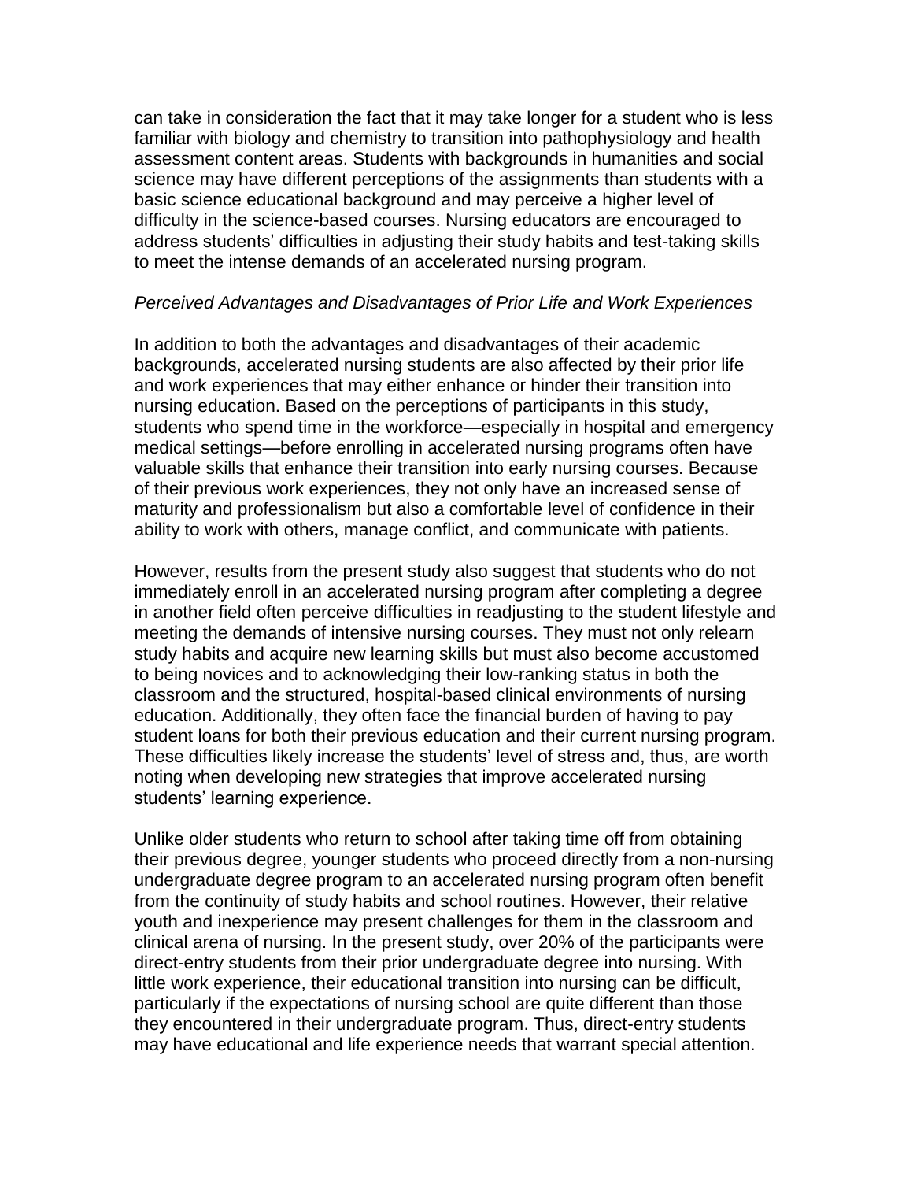can take in consideration the fact that it may take longer for a student who is less familiar with biology and chemistry to transition into pathophysiology and health assessment content areas. Students with backgrounds in humanities and social science may have different perceptions of the assignments than students with a basic science educational background and may perceive a higher level of difficulty in the science-based courses. Nursing educators are encouraged to address students' difficulties in adjusting their study habits and test-taking skills to meet the intense demands of an accelerated nursing program.

*Perceived Advantages and Disadvantages of Prior Life and Work Experiences*

In addition to both the advantages and disadvantages of their academic backgrounds, accelerated nursing students are also affected by their prior life and work experiences that may either enhance or hinder their transition into nursing education. Based on the perceptions of participants in this study, students who spend time in the workforce—especially in hospital and emergency medical settings—before enrolling in accelerated nursing programs often have valuable skills that enhance their transition into early nursing courses. Because of their previous work experiences, they not only have an increased sense of maturity and professionalism but also a comfortable level of confidence in their ability to work with others, manage conflict, and communicate with patients.

However, results from the present study also suggest that students who do not immediately enroll in an accelerated nursing program after completing a degree in another field often perceive difficulties in readjusting to the student lifestyle and meeting the demands of intensive nursing courses. They must not only relearn study habits and acquire new learning skills but must also become accustomed to being novices and to acknowledging their low-ranking status in both the classroom and the structured, hospital-based clinical environments of nursing education. Additionally, they often face the financial burden of having to pay student loans for both their previous education and their current nursing program. These difficulties likely increase the students' level of stress and, thus, are worth noting when developing new strategies that improve accelerated nursing students' learning experience.

Unlike older students who return to school after taking time off from obtaining their previous degree, younger students who proceed directly from a non-nursing undergraduate degree program to an accelerated nursing program often benefit from the continuity of study habits and school routines. However, their relative youth and inexperience may present challenges for them in the classroom and clinical arena of nursing. In the present study, over 20% of the participants were direct-entry students from their prior undergraduate degree into nursing. With little work experience, their educational transition into nursing can be difficult, particularly if the expectations of nursing school are quite different than those they encountered in their undergraduate program. Thus, direct-entry students may have educational and life experience needs that warrant special attention.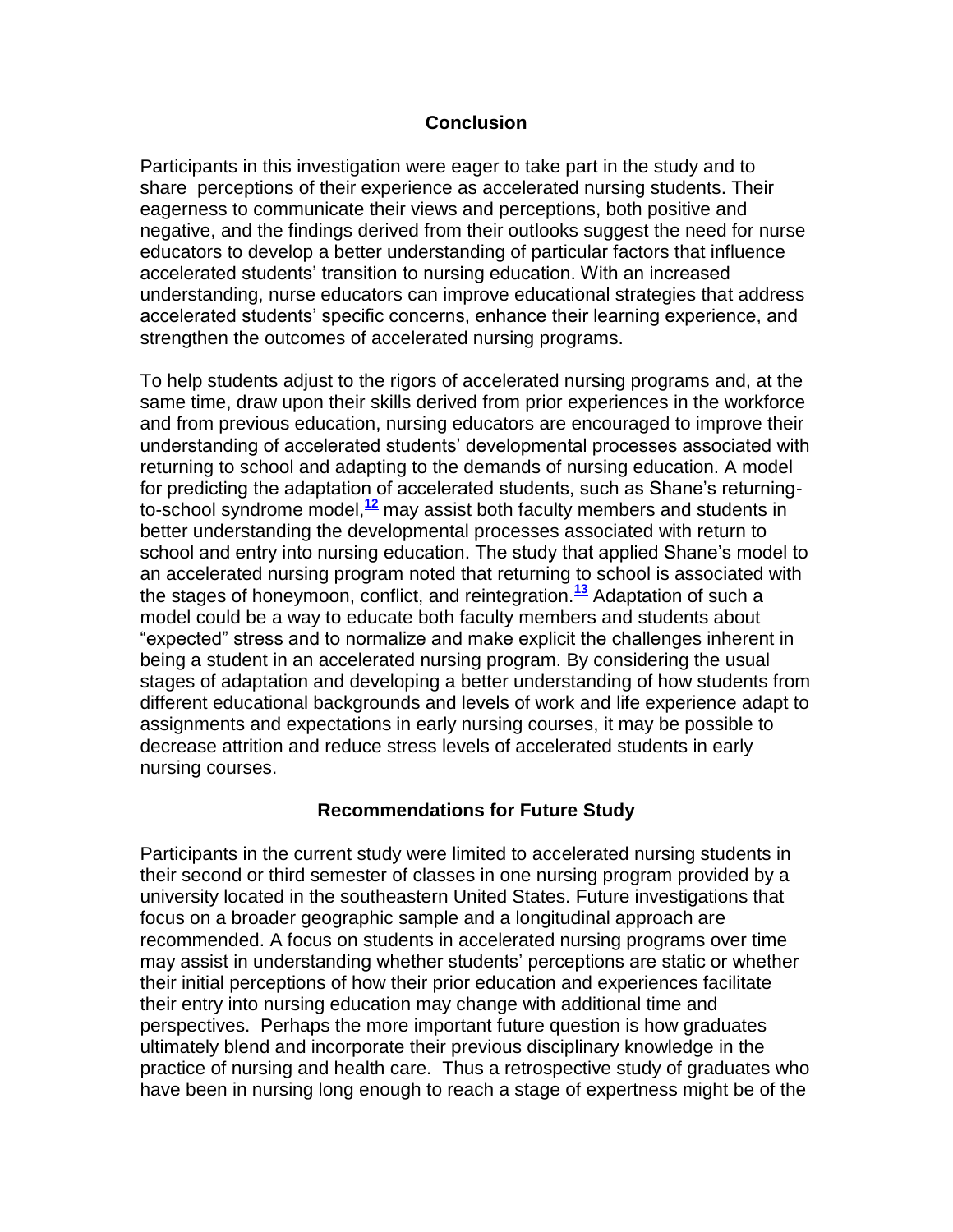## Conclusion

Participants in this investigation were eager to take part in the study and to share perceptions of their experience as accelerated nursing students. Their eagerness to communicate their views and perceptions, both positive and negative, and the findings derived from their outlooks suggest the need for nurse educators to develop a better understanding of particular factors that influence accelerated students' transition to nursing education. With an increased understanding, nurse educators can improve educational strategies that address accelerated students' specific concerns, enhance their learning experience, and strengthen the outcomes of accelerated nursing programs.

To help students adjust to the rigors of accelerated nursing programs and, at the same time, draw upon their skills derived from prior experiences in the workforce and from previous education, nursing educators are encouraged to improve their understanding of accelerated students' developmental processes associated with returning to school and adapting to the demands of nursing education. A model for predicting the adaptation of accelerated students, such as Shane's returning-to-school syndrome model,[12] may assist both faculty members and students in better understanding the developmental processes associated with return to school and entry into nursing education. The study that applied Shane's model to an accelerated nursing program noted that returning to school is associated with the stages of honeymoon, conflict, and reintegration.[13] Adaptation of such a model could be a way to educate both faculty members and students about "expected" stress and to normalize and make explicit the challenges inherent in being a student in an accelerated nursing program. By considering the usual stages of adaptation and developing a better understanding of how students from different educational backgrounds and levels of work and life experience adapt to assignments and expectations in early nursing courses, it may be possible to decrease attrition and reduce stress levels of accelerated students in early nursing courses.

## Recommendations for Future Study

Participants in the current study were limited to accelerated nursing students in their second or third semester of classes in one nursing program provided by a university located in the southeastern United States. Future investigations that focus on a broader geographic sample and a longitudinal approach are recommended. A focus on students in accelerated nursing programs over time may assist in understanding whether students' perceptions are static or whether their initial perceptions of how their prior education and experiences facilitate their entry into nursing education may change with additional time and perspectives. Perhaps the more important future question is how graduates ultimately blend and incorporate their previous disciplinary knowledge in the practice of nursing and health care. Thus a retrospective study of graduates who have been in nursing long enough to reach a stage of expertness might be of the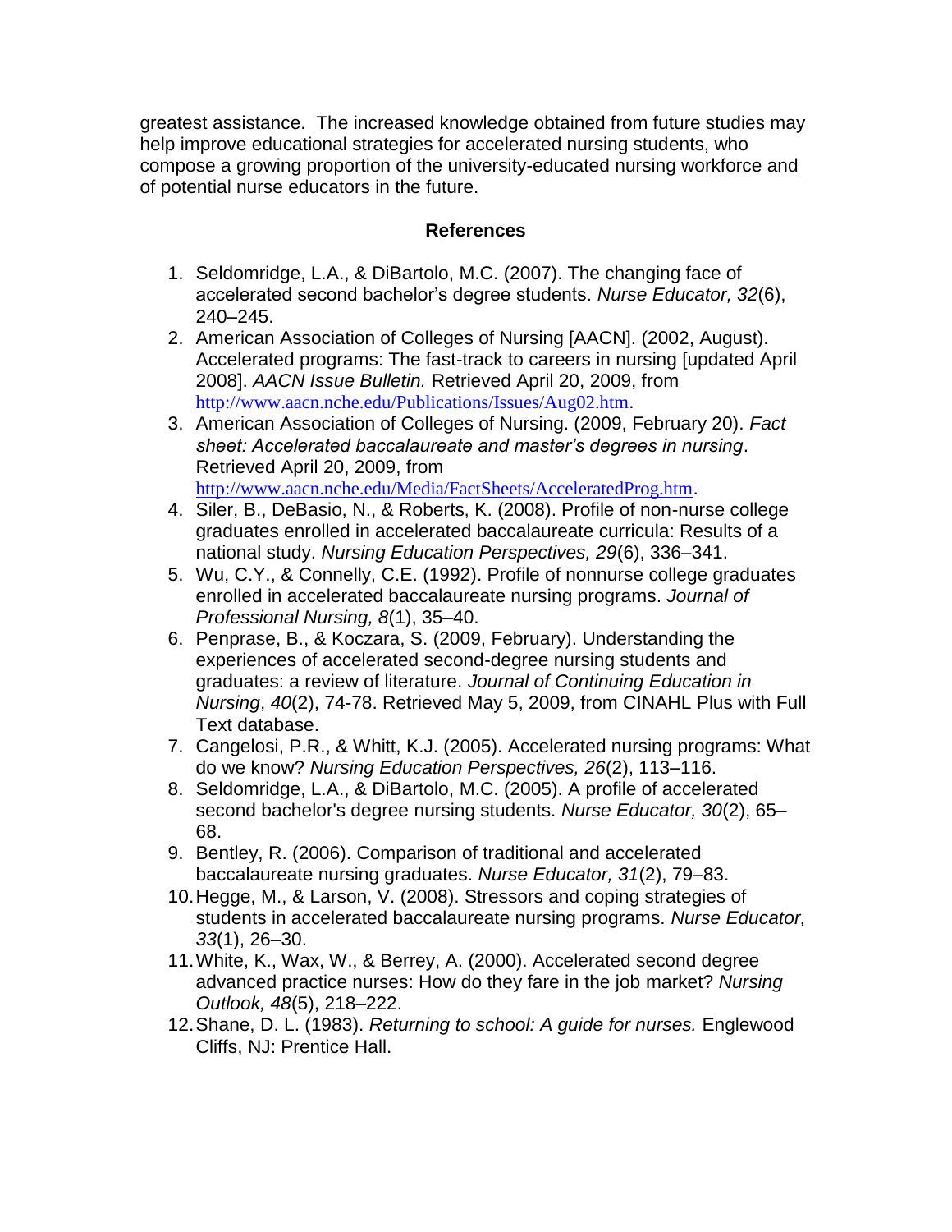greatest assistance. The increased knowledge obtained from future studies may help improve educational strategies for accelerated nursing students, who compose a growing proportion of the university-educated nursing workforce and of potential nurse educators in the future.

## References

1. Seldomridge, L.A., & DiBartolo, M.C. (2007). The changing face of accelerated second bachelor's degree students. *Nurse Educator, 32*(6), 240–245.
2. American Association of Colleges of Nursing [AACN]. (2002, August). Accelerated programs: The fast-track to careers in nursing [updated April 2008]. *AACN Issue Bulletin.* Retrieved April 20, 2009, from http://www.aacn.nche.edu/Publications/Issues/Aug02.htm.
3. American Association of Colleges of Nursing. (2009, February 20). *Fact sheet: Accelerated baccalaureate and master's degrees in nursing*. Retrieved April 20, 2009, from http://www.aacn.nche.edu/Media/FactSheets/AcceleratedProg.htm.
4. Siler, B., DeBasio, N., & Roberts, K. (2008). Profile of non-nurse college graduates enrolled in accelerated baccalaureate curricula: Results of a national study. *Nursing Education Perspectives, 29*(6), 336–341.
5. Wu, C.Y., & Connelly, C.E. (1992). Profile of nonnurse college graduates enrolled in accelerated baccalaureate nursing programs. *Journal of Professional Nursing, 8*(1), 35–40.
6. Penprase, B., & Koczara, S. (2009, February). Understanding the experiences of accelerated second-degree nursing students and graduates: a review of literature. *Journal of Continuing Education in Nursing*, *40*(2), 74-78. Retrieved May 5, 2009, from CINAHL Plus with Full Text database.
7. Cangelosi, P.R., & Whitt, K.J. (2005). Accelerated nursing programs: What do we know? *Nursing Education Perspectives, 26*(2), 113–116.
8. Seldomridge, L.A., & DiBartolo, M.C. (2005). A profile of accelerated second bachelor's degree nursing students. *Nurse Educator, 30*(2), 65–68.
9. Bentley, R. (2006). Comparison of traditional and accelerated baccalaureate nursing graduates. *Nurse Educator, 31*(2), 79–83.
10. Hegge, M., & Larson, V. (2008). Stressors and coping strategies of students in accelerated baccalaureate nursing programs. *Nurse Educator, 33*(1), 26–30.
11. White, K., Wax, W., & Berrey, A. (2000). Accelerated second degree advanced practice nurses: How do they fare in the job market? *Nursing Outlook, 48*(5), 218–222.
12. Shane, D. L. (1983). *Returning to school: A guide for nurses.* Englewood Cliffs, NJ: Prentice Hall.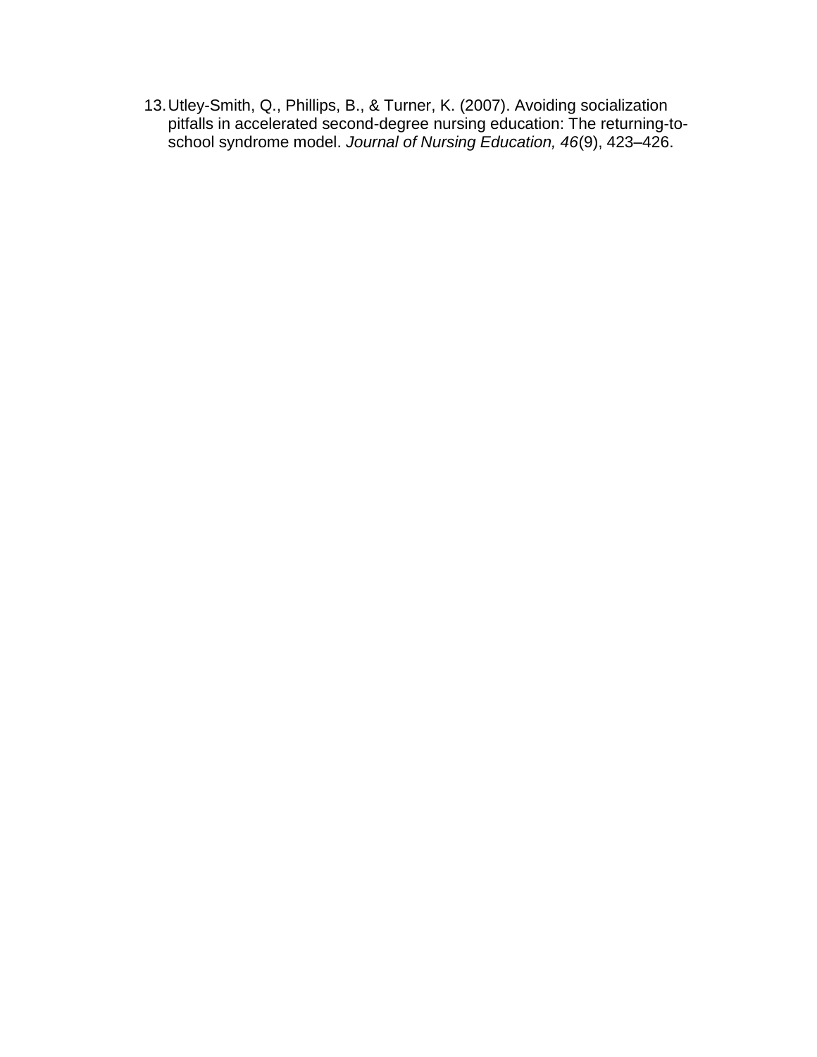13. Utley-Smith, Q., Phillips, B., & Turner, K. (2007). Avoiding socialization pitfalls in accelerated second-degree nursing education: The returning-to-school syndrome model. *Journal of Nursing Education, 46*(9), 423–426.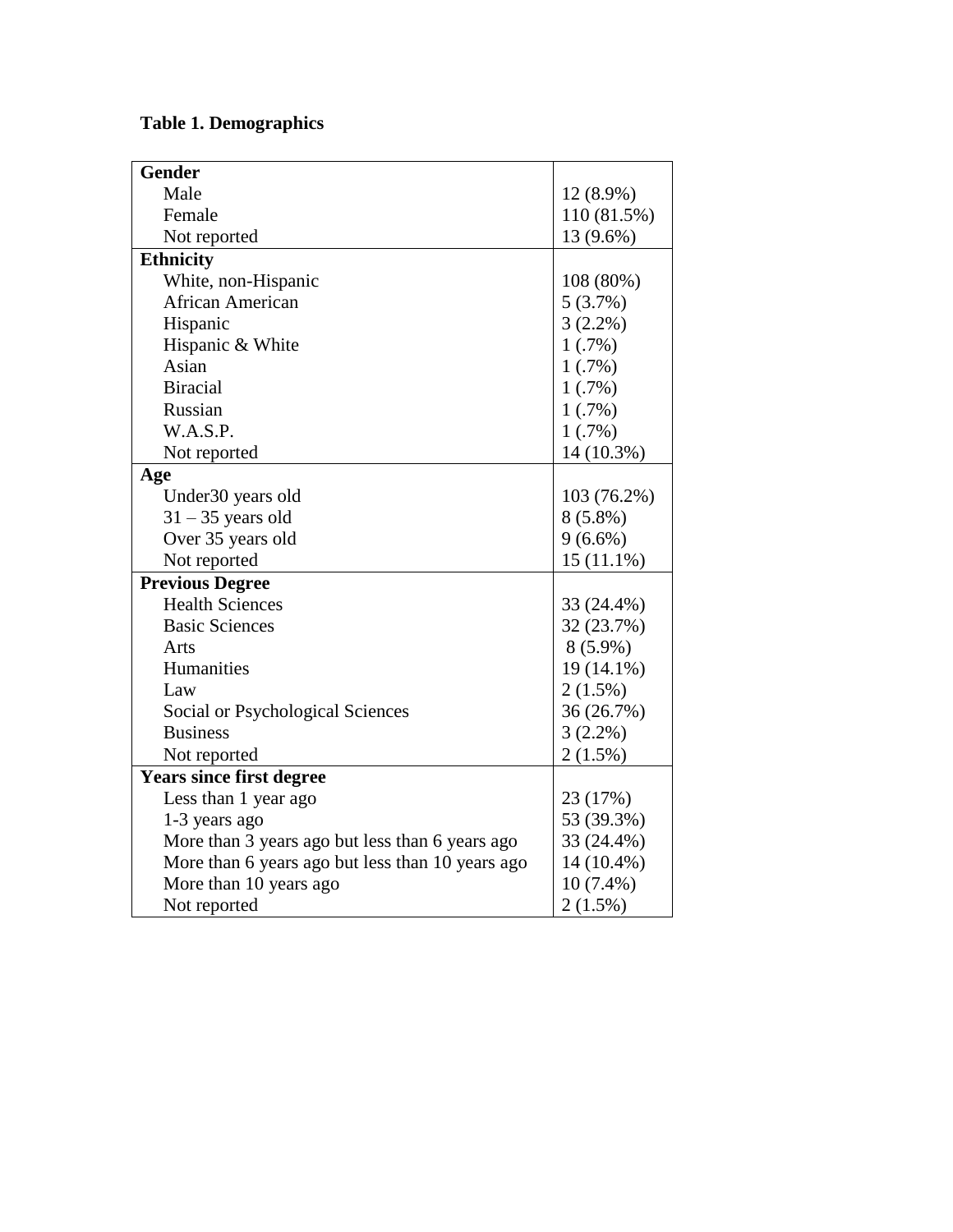**Table 1. Demographics**

| | |
|---|---|
| **Gender** | |
| Male | 12 (8.9%) |
| Female | 110 (81.5%) |
| Not reported | 13 (9.6%) |
| **Ethnicity** | |
| White, non-Hispanic | 108 (80%) |
| African American | 5 (3.7%) |
| Hispanic | 3 (2.2%) |
| Hispanic & White | 1 (.7%) |
| Asian | 1 (.7%) |
| Biracial | 1 (.7%) |
| Russian | 1 (.7%) |
| W.A.S.P. | 1 (.7%) |
| Not reported | 14 (10.3%) |
| **Age** | |
| Under30 years old | 103 (76.2%) |
| 31 – 35 years old | 8 (5.8%) |
| Over 35 years old | 9 (6.6%) |
| Not reported | 15 (11.1%) |
| **Previous Degree** | |
| Health Sciences | 33 (24.4%) |
| Basic Sciences | 32 (23.7%) |
| Arts | 8 (5.9%) |
| Humanities | 19 (14.1%) |
| Law | 2 (1.5%) |
| Social or Psychological Sciences | 36 (26.7%) |
| Business | 3 (2.2%) |
| Not reported | 2 (1.5%) |
| **Years since first degree** | |
| Less than 1 year ago | 23 (17%) |
| 1-3 years ago | 53 (39.3%) |
| More than 3 years ago but less than 6 years ago | 33 (24.4%) |
| More than 6 years ago but less than 10 years ago | 14 (10.4%) |
| More than 10 years ago | 10 (7.4%) |
| Not reported | 2 (1.5%) |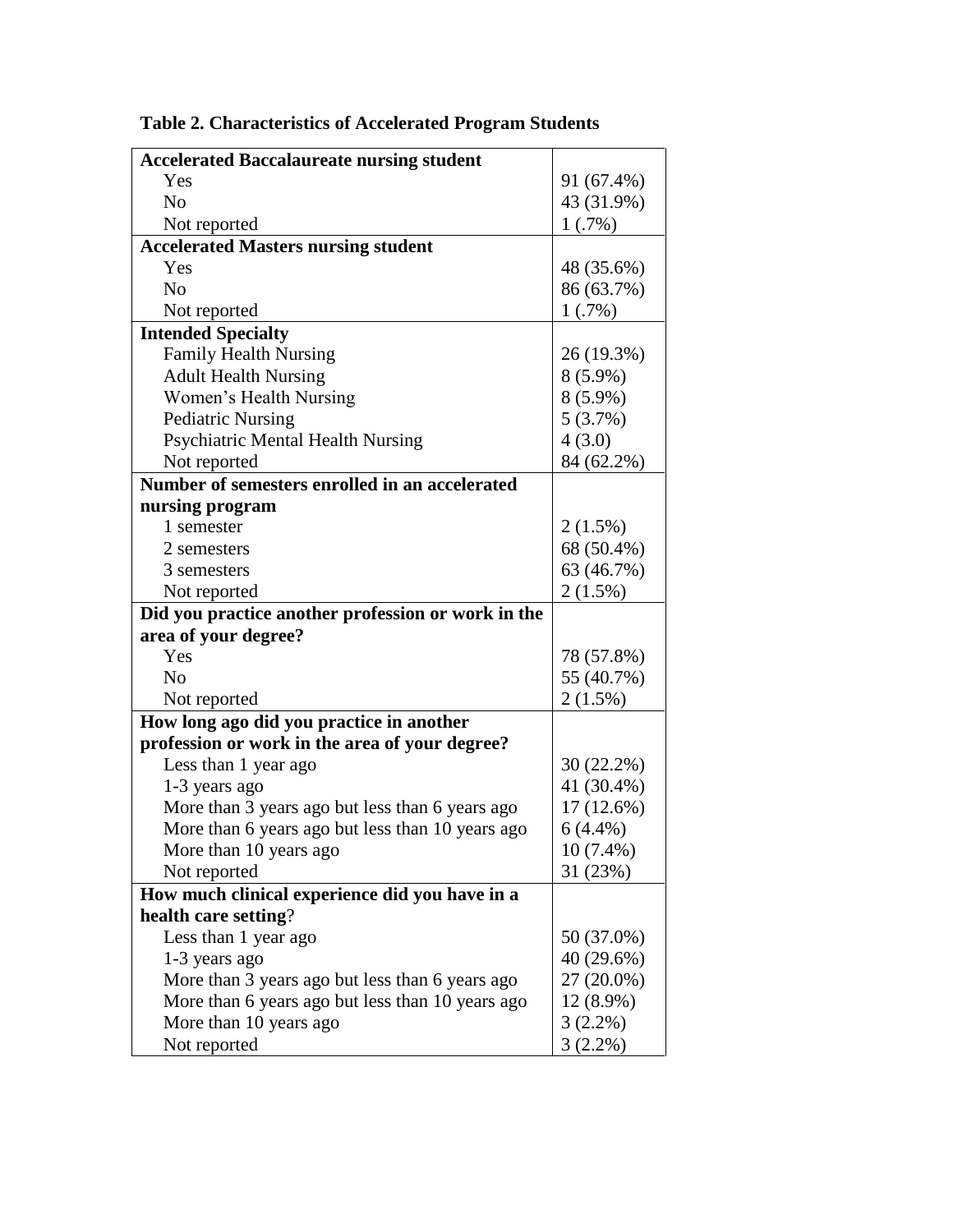**Table 2. Characteristics of Accelerated Program Students**

| | |
|---|---|
| **Accelerated Baccalaureate nursing student** | |
| Yes | 91 (67.4%) |
| No | 43 (31.9%) |
| Not reported | 1 (.7%) |
| **Accelerated Masters nursing student** | |
| Yes | 48 (35.6%) |
| No | 86 (63.7%) |
| Not reported | 1 (.7%) |
| **Intended Specialty** | |
| Family Health Nursing | 26 (19.3%) |
| Adult Health Nursing | 8 (5.9%) |
| Women's Health Nursing | 8 (5.9%) |
| Pediatric Nursing | 5 (3.7%) |
| Psychiatric Mental Health Nursing | 4 (3.0) |
| Not reported | 84 (62.2%) |
| **Number of semesters enrolled in an accelerated nursing program** | |
| 1 semester | 2 (1.5%) |
| 2 semesters | 68 (50.4%) |
| 3 semesters | 63 (46.7%) |
| Not reported | 2 (1.5%) |
| **Did you practice another profession or work in the area of your degree?** | |
| Yes | 78 (57.8%) |
| No | 55 (40.7%) |
| Not reported | 2 (1.5%) |
| **How long ago did you practice in another profession or work in the area of your degree?** | |
| Less than 1 year ago | 30 (22.2%) |
| 1-3 years ago | 41 (30.4%) |
| More than 3 years ago but less than 6 years ago | 17 (12.6%) |
| More than 6 years ago but less than 10 years ago | 6 (4.4%) |
| More than 10 years ago | 10 (7.4%) |
| Not reported | 31 (23%) |
| **How much clinical experience did you have in a health care setting?** | |
| Less than 1 year ago | 50 (37.0%) |
| 1-3 years ago | 40 (29.6%) |
| More than 3 years ago but less than 6 years ago | 27 (20.0%) |
| More than 6 years ago but less than 10 years ago | 12 (8.9%) |
| More than 10 years ago | 3 (2.2%) |
| Not reported | 3 (2.2%) |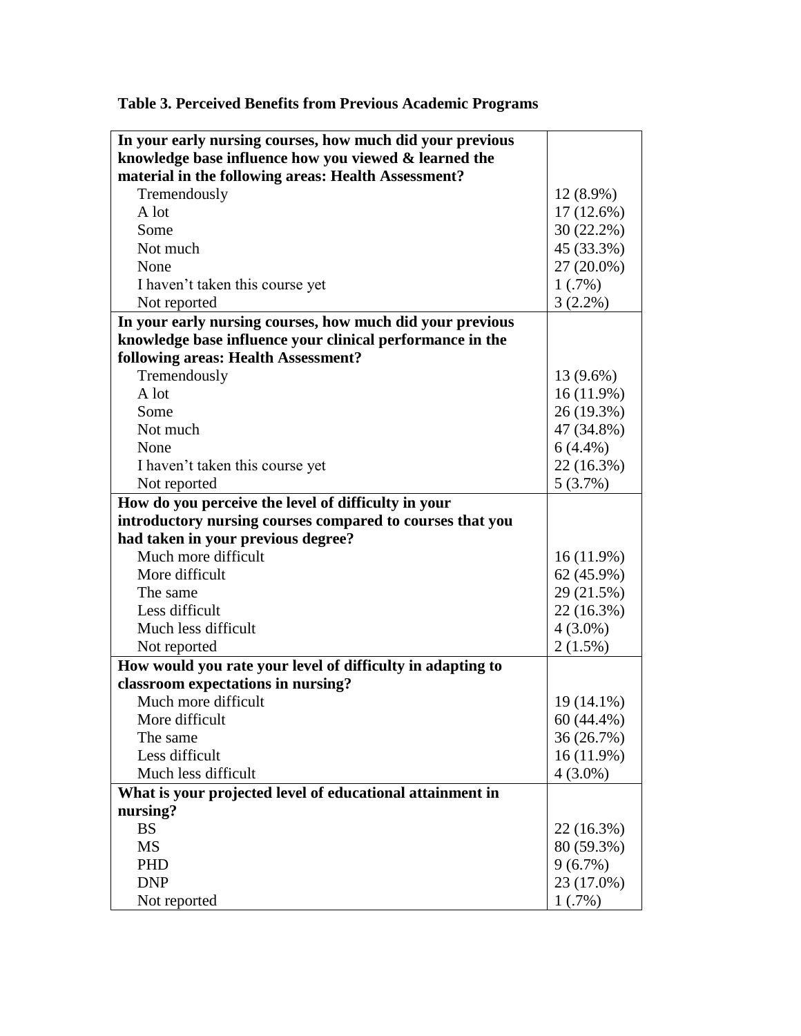**Table 3. Perceived Benefits from Previous Academic Programs**

| | |
|---|---|
| **In your early nursing courses, how much did your previous knowledge base influence how you viewed & learned the material in the following areas: Health Assessment?** | |
| Tremendously | 12 (8.9%) |
| A lot | 17 (12.6%) |
| Some | 30 (22.2%) |
| Not much | 45 (33.3%) |
| None | 27 (20.0%) |
| I haven't taken this course yet | 1 (.7%) |
| Not reported | 3 (2.2%) |
| **In your early nursing courses, how much did your previous knowledge base influence your clinical performance in the following areas: Health Assessment?** | |
| Tremendously | 13 (9.6%) |
| A lot | 16 (11.9%) |
| Some | 26 (19.3%) |
| Not much | 47 (34.8%) |
| None | 6 (4.4%) |
| I haven't taken this course yet | 22 (16.3%) |
| Not reported | 5 (3.7%) |
| **How do you perceive the level of difficulty in your introductory nursing courses compared to courses that you had taken in your previous degree?** | |
| Much more difficult | 16 (11.9%) |
| More difficult | 62 (45.9%) |
| The same | 29 (21.5%) |
| Less difficult | 22 (16.3%) |
| Much less difficult | 4 (3.0%) |
| Not reported | 2 (1.5%) |
| **How would you rate your level of difficulty in adapting to classroom expectations in nursing?** | |
| Much more difficult | 19 (14.1%) |
| More difficult | 60 (44.4%) |
| The same | 36 (26.7%) |
| Less difficult | 16 (11.9%) |
| Much less difficult | 4 (3.0%) |
| **What is your projected level of educational attainment in nursing?** | |
| BS | 22 (16.3%) |
| MS | 80 (59.3%) |
| PHD | 9 (6.7%) |
| DNP | 23 (17.0%) |
| Not reported | 1 (.7%) |